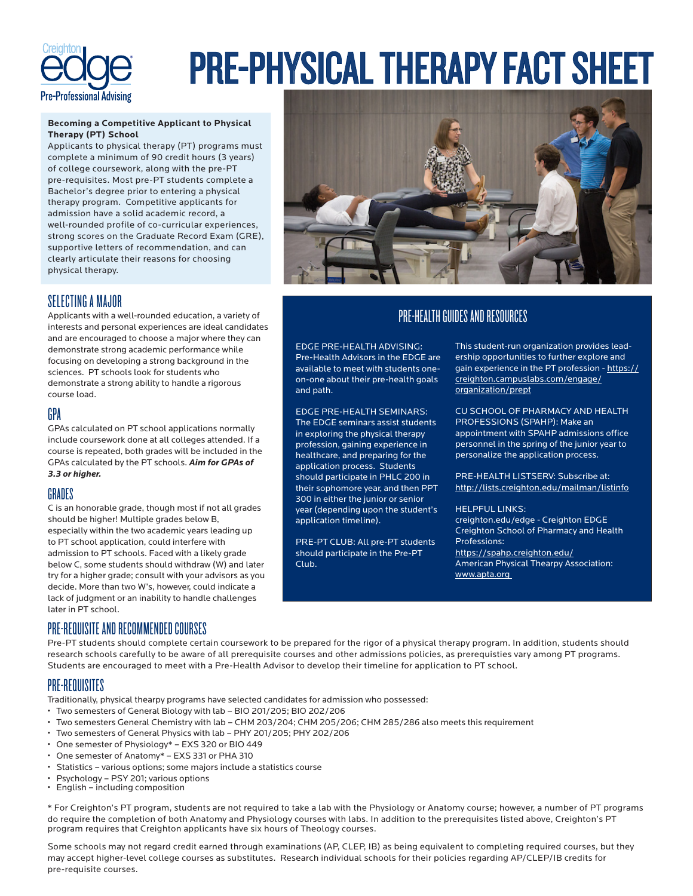# PRE-PHYSICAL THERAPY FACT SHEET

Creighton edge Pre-Professional Advising

**Becoming a Competitive Applicant to Physical Therapy (PT) School**

Applicants to physical therapy (PT) programs must complete a minimum of 90 credit hours (3 years) of college coursework, along with the pre-PT pre-requisites. Most pre-PT students complete a Bachelor's degree prior to entering a physical therapy program. Competitive applicants for admission have a solid academic record, a well-rounded profile of co-curricular experiences, strong scores on the Graduate Record Exam (GRE), supportive letters of recommendation, and can clearly articulate their reasons for choosing physical therapy.

## SELECTING A MAJOR

Applicants with a well-rounded education, a variety of interests and personal experiences are ideal candidates and are encouraged to choose a major where they can demonstrate strong academic performance while focusing on developing a strong background in the sciences. PT schools look for students who demonstrate a strong ability to handle a rigorous course load.

## GPA

GPAs calculated on PT school applications normally include coursework done at all colleges attended. If a course is repeated, both grades will be included in the GPAs calculated by the PT schools. ***Aim for GPAs of 3.3 or higher.***

## GRADES

C is an honorable grade, though most if not all grades should be higher! Multiple grades below B, especially within the two academic years leading up to PT school application, could interfere with admission to PT schools. Faced with a likely grade below C, some students should withdraw (W) and later try for a higher grade; consult with your advisors as you decide. More than two W's, however, could indicate a lack of judgment or an inability to handle challenges later in PT school.

## PRE-HEALTH GUIDES AND RESOURCES

EDGE PRE-HEALTH ADVISING: Pre-Health Advisors in the EDGE are available to meet with students one-on-one about their pre-health goals and path.

EDGE PRE-HEALTH SEMINARS: The EDGE seminars assist students in exploring the physical therapy profession, gaining experience in healthcare, and preparing for the application process. Students should participate in PHLC 200 in their sophomore year, and then PPT 300 in either the junior or senior year (depending upon the student's application timeline).

PRE-PT CLUB: All pre-PT students should participate in the Pre-PT Club. This student-run organization provides leadership opportunities to further explore and gain experience in the PT profession - https://creighton.campuslabs.com/engage/organization/prept

CU SCHOOL OF PHARMACY AND HEALTH PROFESSIONS (SPAHP): Make an appointment with SPAHP admissions office personnel in the spring of the junior year to personalize the application process.

PRE-HEALTH LISTSERV: Subscribe at: http://lists.creighton.edu/mailman/listinfo

HELPFUL LINKS:
creighton.edu/edge - Creighton EDGE
Creighton School of Pharmacy and Health Professions:
https://spahp.creighton.edu/
American Physical Thearpy Association:
www.apta.org

## PRE-REQUISITE AND RECOMMENDED COURSES

Pre-PT students should complete certain coursework to be prepared for the rigor of a physical therapy program. In addition, students should research schools carefully to be aware of all prerequisite courses and other admissions policies, as prerequisites vary among PT programs. Students are encouraged to meet with a Pre-Health Advisor to develop their timeline for application to PT school.

## PRE-REQUISITES

Traditionally, physical thearpy programs have selected candidates for admission who possessed:

- Two semesters of General Biology with lab – BIO 201/205; BIO 202/206
- Two semesters General Chemistry with lab – CHM 203/204; CHM 205/206; CHM 285/286 also meets this requirement
- Two semesters of General Physics with lab – PHY 201/205; PHY 202/206
- One semester of Physiology* – EXS 320 or BIO 449
- One semester of Anatomy* – EXS 331 or PHA 310
- Statistics – various options; some majors include a statistics course
- Psychology – PSY 201; various options
- English – including composition

* For Creighton's PT program, students are not required to take a lab with the Physiology or Anatomy course; however, a number of PT programs do require the completion of both Anatomy and Physiology courses with labs. In addition to the prerequisites listed above, Creighton's PT program requires that Creighton applicants have six hours of Theology courses.

Some schools may not regard credit earned through examinations (AP, CLEP, IB) as being equivalent to completing required courses, but they may accept higher-level college courses as substitutes. Research individual schools for their policies regarding AP/CLEP/IB credits for pre-requisite courses.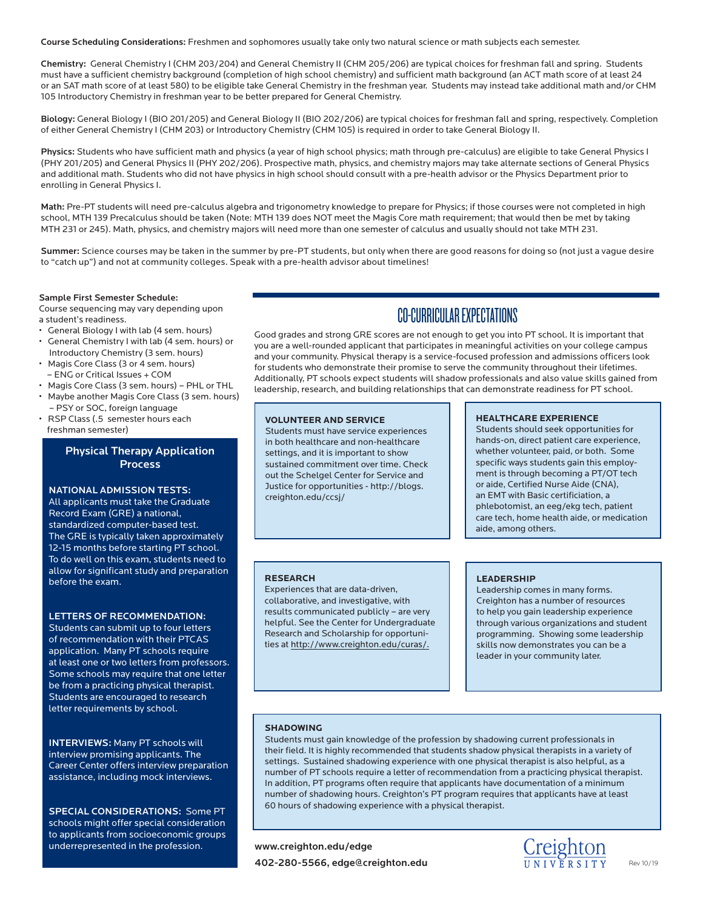**Course Scheduling Considerations:** Freshmen and sophomores usually take only two natural science or math subjects each semester.

**Chemistry:** General Chemistry I (CHM 203/204) and General Chemistry II (CHM 205/206) are typical choices for freshman fall and spring. Students must have a sufficient chemistry background (completion of high school chemistry) and sufficient math background (an ACT math score of at least 24 or an SAT math score of at least 580) to be eligible take General Chemistry in the freshman year. Students may instead take additional math and/or CHM 105 Introductory Chemistry in freshman year to be better prepared for General Chemistry.

**Biology:** General Biology I (BIO 201/205) and General Biology II (BIO 202/206) are typical choices for freshman fall and spring, respectively. Completion of either General Chemistry I (CHM 203) or Introductory Chemistry (CHM 105) is required in order to take General Biology II.

**Physics:** Students who have sufficient math and physics (a year of high school physics; math through pre-calculus) are eligible to take General Physics I (PHY 201/205) and General Physics II (PHY 202/206). Prospective math, physics, and chemistry majors may take alternate sections of General Physics and additional math. Students who did not have physics in high school should consult with a pre-health advisor or the Physics Department prior to enrolling in General Physics I.

**Math:** Pre-PT students will need pre-calculus algebra and trigonometry knowledge to prepare for Physics; if those courses were not completed in high school, MTH 139 Precalculus should be taken (Note: MTH 139 does NOT meet the Magis Core math requirement; that would then be met by taking MTH 231 or 245). Math, physics, and chemistry majors will need more than one semester of calculus and usually should not take MTH 231.

**Summer:** Science courses may be taken in the summer by pre-PT students, but only when there are good reasons for doing so (not just a vague desire to "catch up") and not at community colleges. Speak with a pre-health advisor about timelines!

**Sample First Semester Schedule:**
Course sequencing may vary depending upon a student's readiness.

- General Biology I with lab (4 sem. hours)
- General Chemistry I with lab (4 sem. hours) or Introductory Chemistry (3 sem. hours)
- Magis Core Class (3 or 4 sem. hours) – ENG or Critical Issues + COM
- Magis Core Class (3 sem. hours) – PHL or THL
- Maybe another Magis Core Class (3 sem. hours) – PSY or SOC, foreign language
- RSP Class (.5 semester hours each freshman semester)

## Physical Therapy Application Process

**NATIONAL ADMISSION TESTS:**
All applicants must take the Graduate Record Exam (GRE) a national, standardized computer-based test. The GRE is typically taken approximately 12-15 months before starting PT school. To do well on this exam, students need to allow for significant study and preparation before the exam.

**LETTERS OF RECOMMENDATION:**
Students can submit up to four letters of recommendation with their PTCAS application. Many PT schools require at least one or two letters from professors. Some schools may require that one letter be from a practicing physical therapist. Students are encouraged to research letter requirements by school.

**INTERVIEWS:** Many PT schools will interview promising applicants. The Career Center offers interview preparation assistance, including mock interviews.

**SPECIAL CONSIDERATIONS:** Some PT schools might offer special consideration to applicants from socioeconomic groups underrepresented in the profession.

## CO-CURRICULAR EXPECTATIONS

Good grades and strong GRE scores are not enough to get you into PT school. It is important that you are a well-rounded applicant that participates in meaningful activities on your college campus and your community. Physical therapy is a service-focused profession and admissions officers look for students who demonstrate their promise to serve the community throughout their lifetimes. Additionally, PT schools expect students will shadow professionals and also value skills gained from leadership, research, and building relationships that can demonstrate readiness for PT school.

### VOLUNTEER AND SERVICE

Students must have service experiences in both healthcare and non-healthcare settings, and it is important to show sustained commitment over time. Check out the Schelgel Center for Service and Justice for opportunities - http://blogs.creighton.edu/ccsj/

### HEALTHCARE EXPERIENCE

Students should seek opportunities for hands-on, direct patient care experience, whether volunteer, paid, or both. Some specific ways students gain this employment is through becoming a PT/OT tech or aide, Certified Nurse Aide (CNA), an EMT with Basic certificiation, a phlebotomist, an eeg/ekg tech, patient care tech, home health aide, or medication aide, among others.

### RESEARCH

Experiences that are data-driven, collaborative, and investigative, with results communicated publicly – are very helpful. See the Center for Undergraduate Research and Scholarship for opportunities at http://www.creighton.edu/curas/.

### LEADERSHIP

Leadership comes in many forms. Creighton has a number of resources to help you gain leadership experience through various organizations and student programming. Showing some leadership skills now demonstrates you can be a leader in your community later.

### SHADOWING

Students must gain knowledge of the profession by shadowing current professionals in their field. It is highly recommended that students shadow physical therapists in a variety of settings. Sustained shadowing experience with one physical therapist is also helpful, as a number of PT schools require a letter of recommendation from a practicing physical therapist. In addition, PT programs often require that applicants have documentation of a minimum number of shadowing hours. Creighton's PT program requires that applicants have at least 60 hours of shadowing experience with a physical therapist.

**www.creighton.edu/edge**
**402-280-5566, edge@creighton.edu**

Creighton UNIVERSITY

Rev 10/19